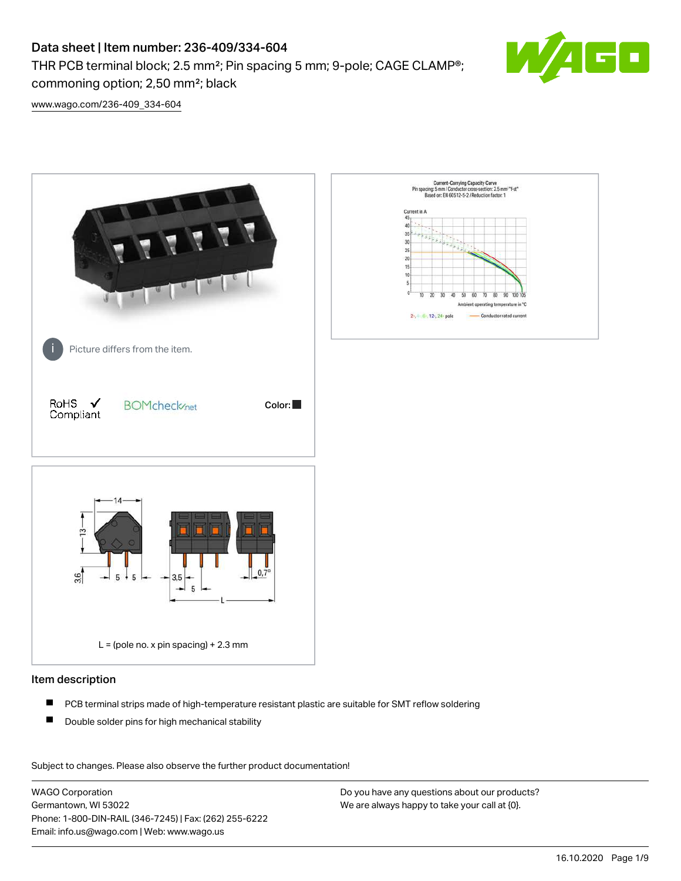# Data sheet | Item number: 236-409/334-604

THR PCB terminal block; 2.5 mm²; Pin spacing 5 mm; 9-pole; CAGE CLAMP®; commoning option; 2,50 mm²; black

www.wago.com/236-409_334-604

Picture differs from the item.

RoHS ✓ Compliant

BOMcheck.net

Color: ■

L = (pole no. x pin spacing) + 2.3 mm

## Item description

- PCB terminal strips made of high-temperature resistant plastic are suitable for SMT reflow soldering
- Double solder pins for high mechanical stability

Subject to changes. Please also observe the further product documentation!

WAGO Corporation
Germantown, WI 53022
Phone: 1-800-DIN-RAIL (346-7245) | Fax: (262) 255-6222
Email: info.us@wago.com | Web: www.wago.us

Do you have any questions about our products?
We are always happy to take your call at {0}.

16.10.2020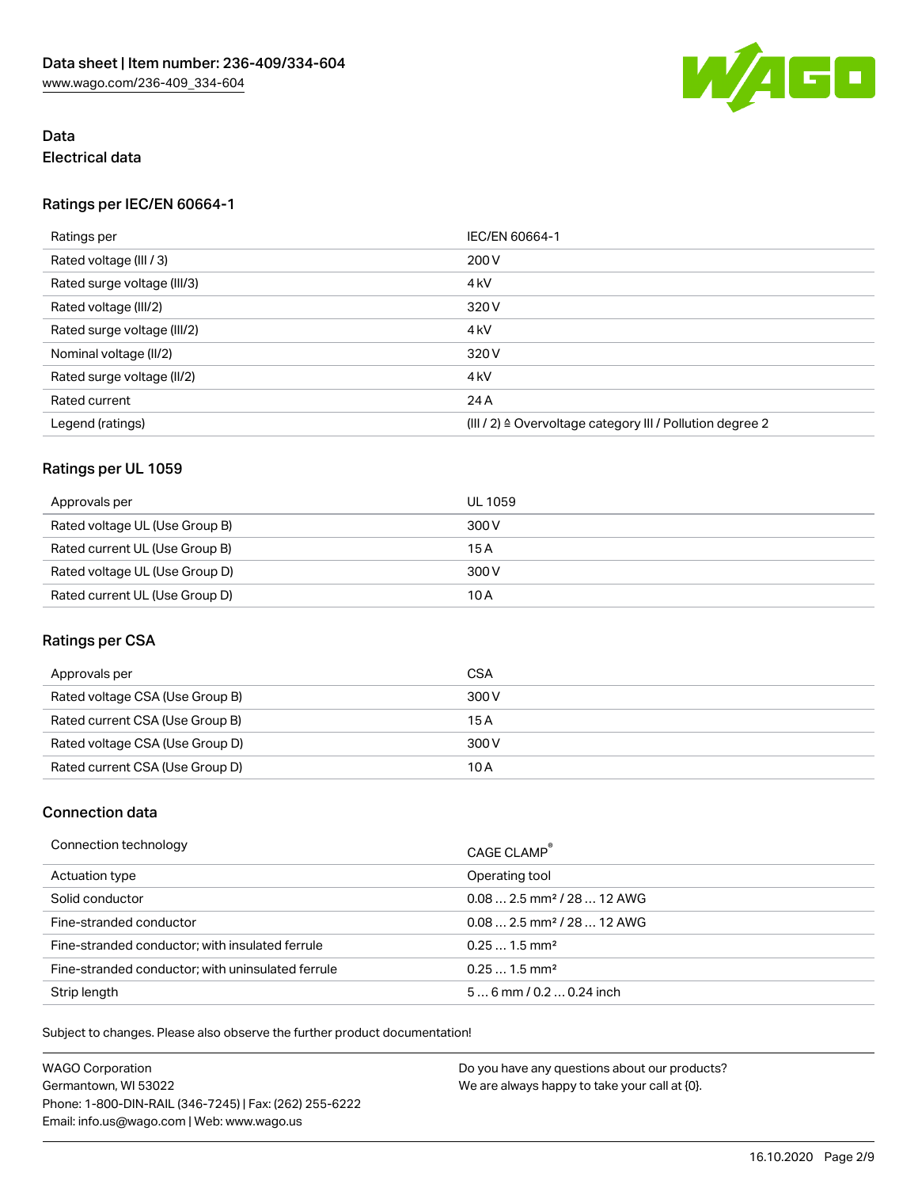# Data

## Electrical data

### Ratings per IEC/EN 60664-1

| Ratings per | IEC/EN 60664-1 |
| --- | --- |
| Rated voltage (III / 3) | 200 V |
| Rated surge voltage (III/3) | 4 kV |
| Rated voltage (III/2) | 320 V |
| Rated surge voltage (III/2) | 4 kV |
| Nominal voltage (II/2) | 320 V |
| Rated surge voltage (II/2) | 4 kV |
| Rated current | 24 A |
| Legend (ratings) | (III / 2) ≙ Overvoltage category III / Pollution degree 2 |

### Ratings per UL 1059

| Approvals per | UL 1059 |
| --- | --- |
| Rated voltage UL (Use Group B) | 300 V |
| Rated current UL (Use Group B) | 15 A |
| Rated voltage UL (Use Group D) | 300 V |
| Rated current UL (Use Group D) | 10 A |

### Ratings per CSA

| Approvals per | CSA |
| --- | --- |
| Rated voltage CSA (Use Group B) | 300 V |
| Rated current CSA (Use Group B) | 15 A |
| Rated voltage CSA (Use Group D) | 300 V |
| Rated current CSA (Use Group D) | 10 A |

### Connection data

| Connection technology | CAGE CLAMP® |
| --- | --- |
| Actuation type | Operating tool |
| Solid conductor | 0.08 … 2.5 mm² / 28 … 12 AWG |
| Fine-stranded conductor | 0.08 … 2.5 mm² / 28 … 12 AWG |
| Fine-stranded conductor; with insulated ferrule | 0.25 … 1.5 mm² |
| Fine-stranded conductor; with uninsulated ferrule | 0.25 … 1.5 mm² |
| Strip length | 5 … 6 mm / 0.2 … 0.24 inch |

Subject to changes. Please also observe the further product documentation!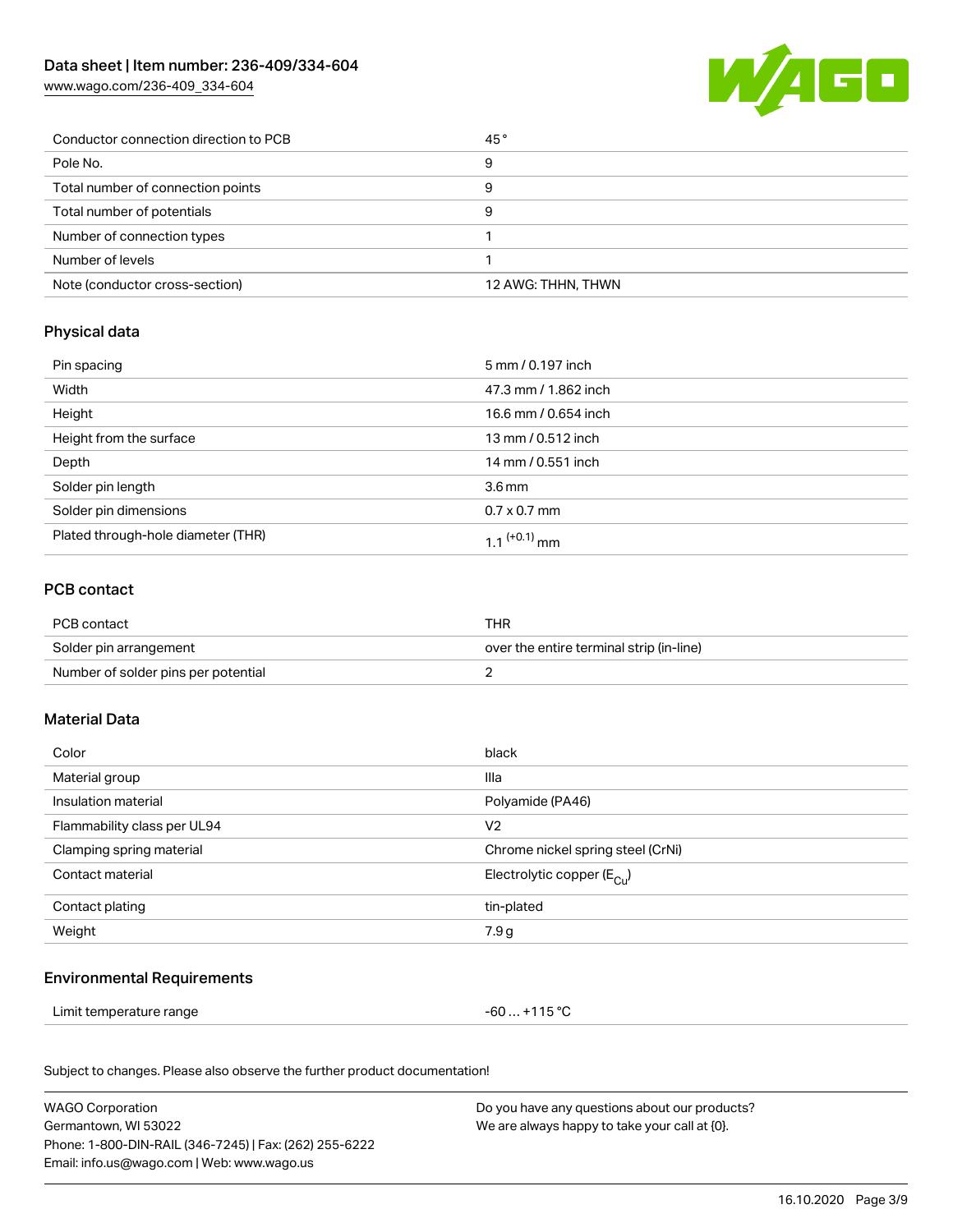| | |
|---|---|
| Conductor connection direction to PCB | 45 ° |
| Pole No. | 9 |
| Total number of connection points | 9 |
| Total number of potentials | 9 |
| Number of connection types | 1 |
| Number of levels | 1 |
| Note (conductor cross-section) | 12 AWG: THHN, THWN |

## Physical data

| | |
|---|---|
| Pin spacing | 5 mm / 0.197 inch |
| Width | 47.3 mm / 1.862 inch |
| Height | 16.6 mm / 0.654 inch |
| Height from the surface | 13 mm / 0.512 inch |
| Depth | 14 mm / 0.551 inch |
| Solder pin length | 3.6 mm |
| Solder pin dimensions | 0.7 x 0.7 mm |
| Plated through-hole diameter (THR) | $1.1^{(+0.1)}$ mm |

## PCB contact

| | |
|---|---|
| PCB contact | THR |
| Solder pin arrangement | over the entire terminal strip (in-line) |
| Number of solder pins per potential | 2 |

## Material Data

| | |
|---|---|
| Color | black |
| Material group | IIIa |
| Insulation material | Polyamide (PA46) |
| Flammability class per UL94 | V2 |
| Clamping spring material | Chrome nickel spring steel (CrNi) |
| Contact material | Electrolytic copper ($E_{Cu}$) |
| Contact plating | tin-plated |
| Weight | 7.9 g |

## Environmental Requirements

| | |
|---|---|
| Limit temperature range | -60 … +115 °C |

Subject to changes. Please also observe the further product documentation!

WAGO Corporation
Germantown, WI 53022
Phone: 1-800-DIN-RAIL (346-7245) | Fax: (262) 255-6222
Email: info.us@wago.com | Web: www.wago.us

Do you have any questions about our products?
We are always happy to take your call at {0}.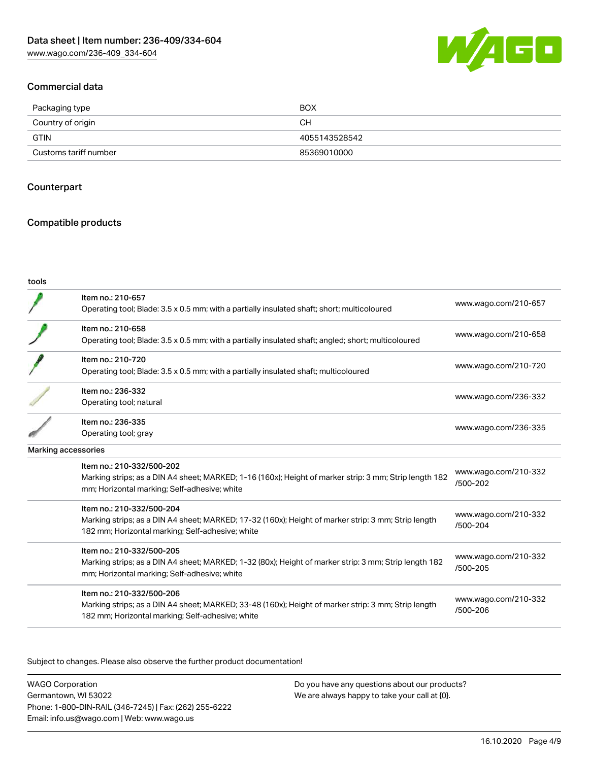Data sheet | Item number: 236-409/334-604
www.wago.com/236-409_334-604

## Commercial data

| Packaging type | BOX |
|---|---|
| Country of origin | CH |
| GTIN | 4055143528542 |
| Customs tariff number | 85369010000 |

## Counterpart

## Compatible products

tools

| Item | Link |
|---|---|
| Item no.: 210-657<br>Operating tool; Blade: 3.5 x 0.5 mm; with a partially insulated shaft; short; multicoloured | www.wago.com/210-657 |
| Item no.: 210-658<br>Operating tool; Blade: 3.5 x 0.5 mm; with a partially insulated shaft; angled; short; multicoloured | www.wago.com/210-658 |
| Item no.: 210-720<br>Operating tool; Blade: 3.5 x 0.5 mm; with a partially insulated shaft; multicoloured | www.wago.com/210-720 |
| Item no.: 236-332<br>Operating tool; natural | www.wago.com/236-332 |
| Item no.: 236-335<br>Operating tool; gray | www.wago.com/236-335 |

Marking accessories

| Item | Link |
|---|---|
| Item no.: 210-332/500-202<br>Marking strips; as a DIN A4 sheet; MARKED; 1-16 (160x); Height of marker strip: 3 mm; Strip length 182 mm; Horizontal marking; Self-adhesive; white | www.wago.com/210-332/500-202 |
| Item no.: 210-332/500-204<br>Marking strips; as a DIN A4 sheet; MARKED; 17-32 (160x); Height of marker strip: 3 mm; Strip length 182 mm; Horizontal marking; Self-adhesive; white | www.wago.com/210-332/500-204 |
| Item no.: 210-332/500-205<br>Marking strips; as a DIN A4 sheet; MARKED; 1-32 (80x); Height of marker strip: 3 mm; Strip length 182 mm; Horizontal marking; Self-adhesive; white | www.wago.com/210-332/500-205 |
| Item no.: 210-332/500-206<br>Marking strips; as a DIN A4 sheet; MARKED; 33-48 (160x); Height of marker strip: 3 mm; Strip length 182 mm; Horizontal marking; Self-adhesive; white | www.wago.com/210-332/500-206 |

Subject to changes. Please also observe the further product documentation!

WAGO Corporation
Germantown, WI 53022
Phone: 1-800-DIN-RAIL (346-7245) | Fax: (262) 255-6222
Email: info.us@wago.com | Web: www.wago.us

Do you have any questions about our products?
We are always happy to take your call at {0}.

16.10.2020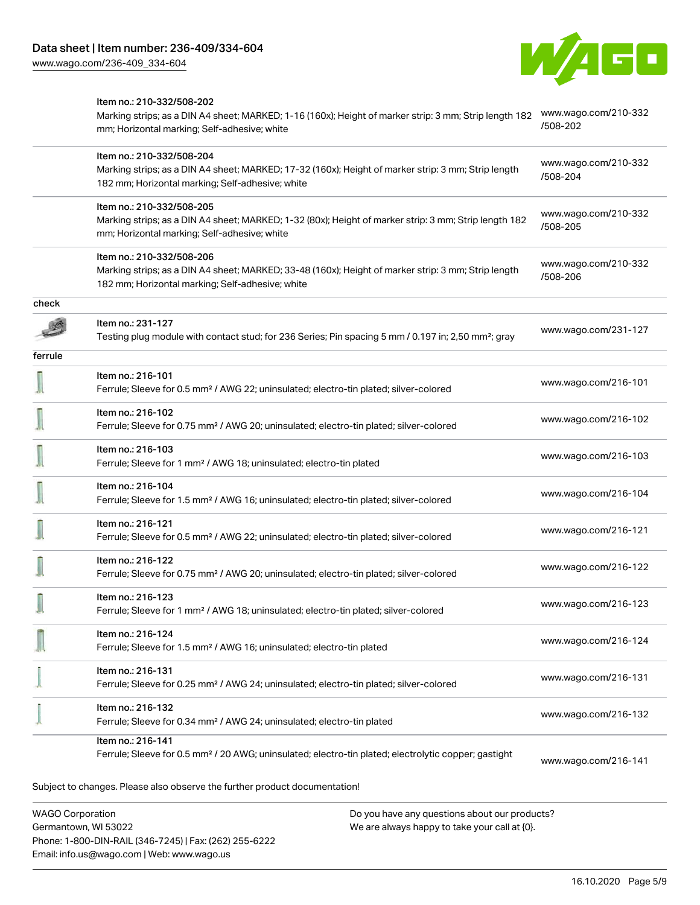| | | |
|---|---|---|
| | Item no.: 210-332/508-202<br>Marking strips; as a DIN A4 sheet; MARKED; 1-16 (160x); Height of marker strip: 3 mm; Strip length 182 mm; Horizontal marking; Self-adhesive; white | www.wago.com/210-332/508-202 |
| | Item no.: 210-332/508-204<br>Marking strips; as a DIN A4 sheet; MARKED; 17-32 (160x); Height of marker strip: 3 mm; Strip length 182 mm; Horizontal marking; Self-adhesive; white | www.wago.com/210-332/508-204 |
| | Item no.: 210-332/508-205<br>Marking strips; as a DIN A4 sheet; MARKED; 1-32 (80x); Height of marker strip: 3 mm; Strip length 182 mm; Horizontal marking; Self-adhesive; white | www.wago.com/210-332/508-205 |
| | Item no.: 210-332/508-206<br>Marking strips; as a DIN A4 sheet; MARKED; 33-48 (160x); Height of marker strip: 3 mm; Strip length 182 mm; Horizontal marking; Self-adhesive; white | www.wago.com/210-332/508-206 |
| check | | |
| | Item no.: 231-127<br>Testing plug module with contact stud; for 236 Series; Pin spacing 5 mm / 0.197 in; 2,50 mm²; gray | www.wago.com/231-127 |
| ferrule | | |
| | Item no.: 216-101<br>Ferrule; Sleeve for 0.5 mm² / AWG 22; uninsulated; electro-tin plated; silver-colored | www.wago.com/216-101 |
| | Item no.: 216-102<br>Ferrule; Sleeve for 0.75 mm² / AWG 20; uninsulated; electro-tin plated; silver-colored | www.wago.com/216-102 |
| | Item no.: 216-103<br>Ferrule; Sleeve for 1 mm² / AWG 18; uninsulated; electro-tin plated | www.wago.com/216-103 |
| | Item no.: 216-104<br>Ferrule; Sleeve for 1.5 mm² / AWG 16; uninsulated; electro-tin plated; silver-colored | www.wago.com/216-104 |
| | Item no.: 216-121<br>Ferrule; Sleeve for 0.5 mm² / AWG 22; uninsulated; electro-tin plated; silver-colored | www.wago.com/216-121 |
| | Item no.: 216-122<br>Ferrule; Sleeve for 0.75 mm² / AWG 20; uninsulated; electro-tin plated; silver-colored | www.wago.com/216-122 |
| | Item no.: 216-123<br>Ferrule; Sleeve for 1 mm² / AWG 18; uninsulated; electro-tin plated; silver-colored | www.wago.com/216-123 |
| | Item no.: 216-124<br>Ferrule; Sleeve for 1.5 mm² / AWG 16; uninsulated; electro-tin plated | www.wago.com/216-124 |
| | Item no.: 216-131<br>Ferrule; Sleeve for 0.25 mm² / AWG 24; uninsulated; electro-tin plated; silver-colored | www.wago.com/216-131 |
| | Item no.: 216-132<br>Ferrule; Sleeve for 0.34 mm² / AWG 24; uninsulated; electro-tin plated | www.wago.com/216-132 |
| | Item no.: 216-141<br>Ferrule; Sleeve for 0.5 mm² / 20 AWG; uninsulated; electro-tin plated; electrolytic copper; gastight | www.wago.com/216-141 |

Subject to changes. Please also observe the further product documentation!

WAGO Corporation
Germantown, WI 53022
Phone: 1-800-DIN-RAIL (346-7245) | Fax: (262) 255-6222
Email: info.us@wago.com | Web: www.wago.us

Do you have any questions about our products?
We are always happy to take your call at {0}.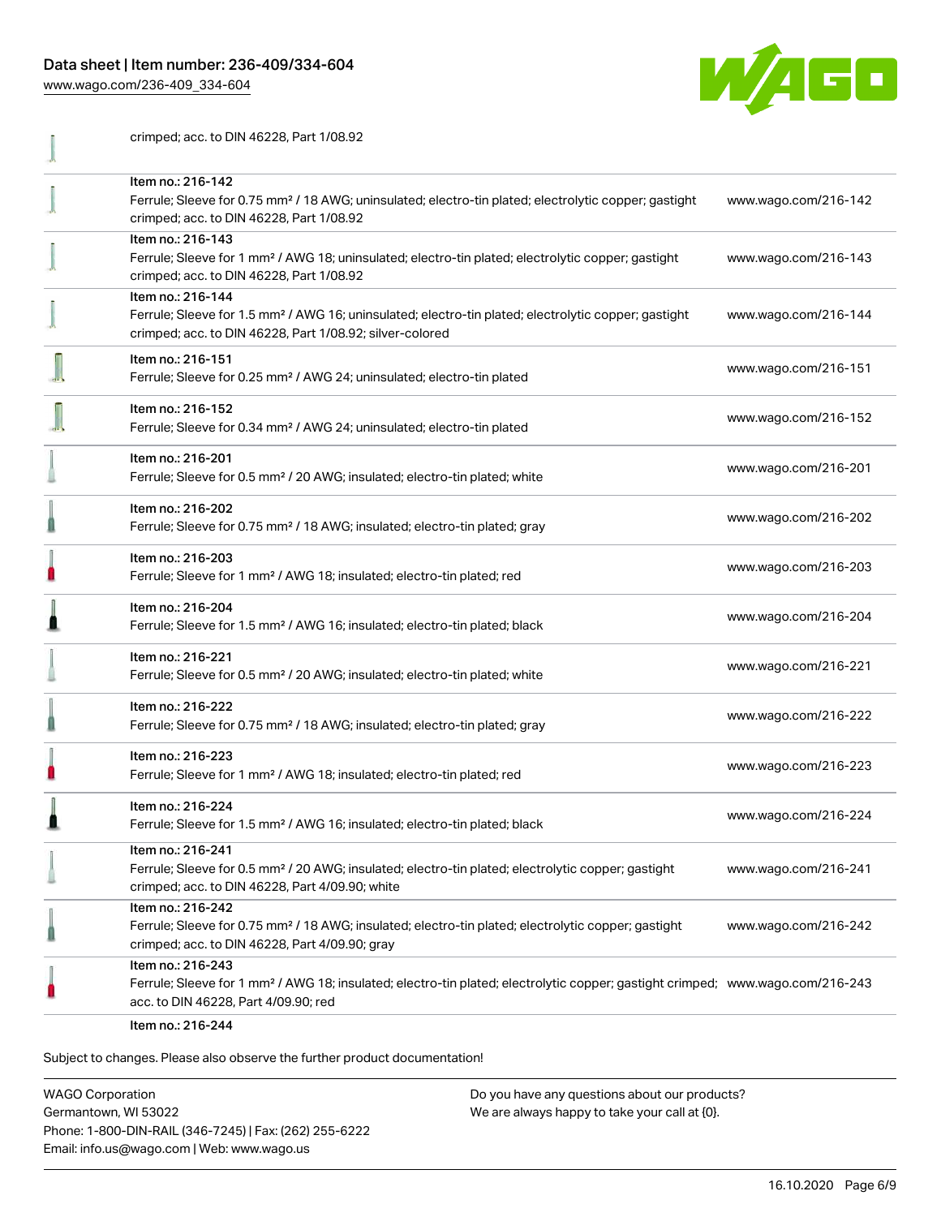| | | |
|---|---|---|
| | crimped; acc. to DIN 46228, Part 1/08.92 | |
| | Item no.: 216-142<br>Ferrule; Sleeve for 0.75 mm² / 18 AWG; uninsulated; electro-tin plated; electrolytic copper; gastight crimped; acc. to DIN 46228, Part 1/08.92 | www.wago.com/216-142 |
| | Item no.: 216-143<br>Ferrule; Sleeve for 1 mm² / AWG 18; uninsulated; electro-tin plated; electrolytic copper; gastight crimped; acc. to DIN 46228, Part 1/08.92 | www.wago.com/216-143 |
| | Item no.: 216-144<br>Ferrule; Sleeve for 1.5 mm² / AWG 16; uninsulated; electro-tin plated; electrolytic copper; gastight crimped; acc. to DIN 46228, Part 1/08.92; silver-colored | www.wago.com/216-144 |
| | Item no.: 216-151<br>Ferrule; Sleeve for 0.25 mm² / AWG 24; uninsulated; electro-tin plated | www.wago.com/216-151 |
| | Item no.: 216-152<br>Ferrule; Sleeve for 0.34 mm² / AWG 24; uninsulated; electro-tin plated | www.wago.com/216-152 |
| | Item no.: 216-201<br>Ferrule; Sleeve for 0.5 mm² / 20 AWG; insulated; electro-tin plated; white | www.wago.com/216-201 |
| | Item no.: 216-202<br>Ferrule; Sleeve for 0.75 mm² / 18 AWG; insulated; electro-tin plated; gray | www.wago.com/216-202 |
| | Item no.: 216-203<br>Ferrule; Sleeve for 1 mm² / AWG 18; insulated; electro-tin plated; red | www.wago.com/216-203 |
| | Item no.: 216-204<br>Ferrule; Sleeve for 1.5 mm² / AWG 16; insulated; electro-tin plated; black | www.wago.com/216-204 |
| | Item no.: 216-221<br>Ferrule; Sleeve for 0.5 mm² / 20 AWG; insulated; electro-tin plated; white | www.wago.com/216-221 |
| | Item no.: 216-222<br>Ferrule; Sleeve for 0.75 mm² / 18 AWG; insulated; electro-tin plated; gray | www.wago.com/216-222 |
| | Item no.: 216-223<br>Ferrule; Sleeve for 1 mm² / AWG 18; insulated; electro-tin plated; red | www.wago.com/216-223 |
| | Item no.: 216-224<br>Ferrule; Sleeve for 1.5 mm² / AWG 16; insulated; electro-tin plated; black | www.wago.com/216-224 |
| | Item no.: 216-241<br>Ferrule; Sleeve for 0.5 mm² / 20 AWG; insulated; electro-tin plated; electrolytic copper; gastight crimped; acc. to DIN 46228, Part 4/09.90; white | www.wago.com/216-241 |
| | Item no.: 216-242<br>Ferrule; Sleeve for 0.75 mm² / 18 AWG; insulated; electro-tin plated; electrolytic copper; gastight crimped; acc. to DIN 46228, Part 4/09.90; gray | www.wago.com/216-242 |
| | Item no.: 216-243<br>Ferrule; Sleeve for 1 mm² / AWG 18; insulated; electro-tin plated; electrolytic copper; gastight crimped; acc. to DIN 46228, Part 4/09.90; red | www.wago.com/216-243 |
| | Item no.: 216-244 | |

Subject to changes. Please also observe the further product documentation!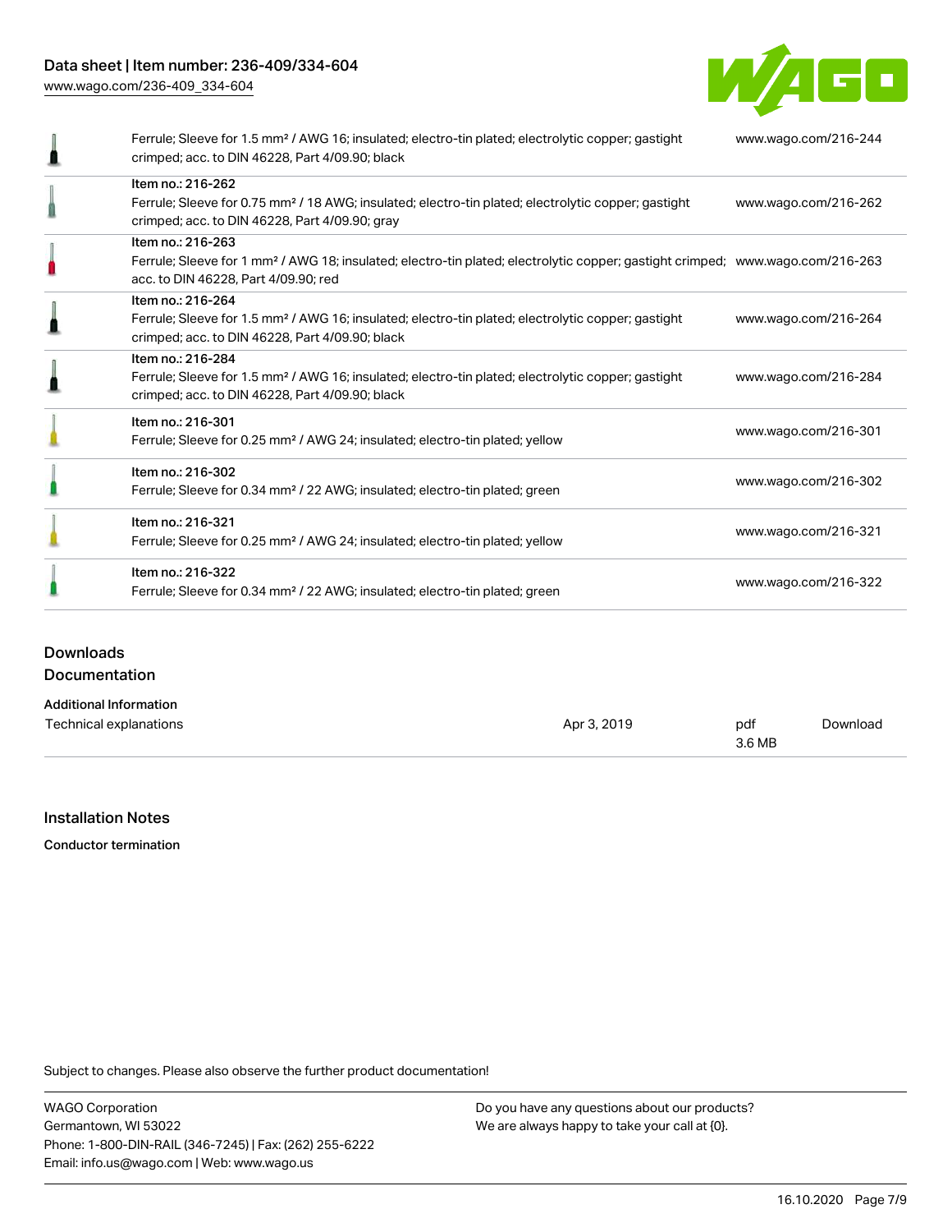| | | |
|---|---|---|
| | Ferrule; Sleeve for 1.5 mm² / AWG 16; insulated; electro-tin plated; electrolytic copper; gastight crimped; acc. to DIN 46228, Part 4/09.90; black | www.wago.com/216-244 |
| | Item no.: 216-262<br>Ferrule; Sleeve for 0.75 mm² / 18 AWG; insulated; electro-tin plated; electrolytic copper; gastight crimped; acc. to DIN 46228, Part 4/09.90; gray | www.wago.com/216-262 |
| | Item no.: 216-263<br>Ferrule; Sleeve for 1 mm² / AWG 18; insulated; electro-tin plated; electrolytic copper; gastight crimped; acc. to DIN 46228, Part 4/09.90; red | www.wago.com/216-263 |
| | Item no.: 216-264<br>Ferrule; Sleeve for 1.5 mm² / AWG 16; insulated; electro-tin plated; electrolytic copper; gastight crimped; acc. to DIN 46228, Part 4/09.90; black | www.wago.com/216-264 |
| | Item no.: 216-284<br>Ferrule; Sleeve for 1.5 mm² / AWG 16; insulated; electro-tin plated; electrolytic copper; gastight crimped; acc. to DIN 46228, Part 4/09.90; black | www.wago.com/216-284 |
| | Item no.: 216-301<br>Ferrule; Sleeve for 0.25 mm² / AWG 24; insulated; electro-tin plated; yellow | www.wago.com/216-301 |
| | Item no.: 216-302<br>Ferrule; Sleeve for 0.34 mm² / 22 AWG; insulated; electro-tin plated; green | www.wago.com/216-302 |
| | Item no.: 216-321<br>Ferrule; Sleeve for 0.25 mm² / AWG 24; insulated; electro-tin plated; yellow | www.wago.com/216-321 |
| | Item no.: 216-322<br>Ferrule; Sleeve for 0.34 mm² / 22 AWG; insulated; electro-tin plated; green | www.wago.com/216-322 |

## Downloads

### Documentation

**Additional Information**

| | | | |
|---|---|---|---|
| Technical explanations | Apr 3, 2019 | pdf<br>3.6 MB | Download |

## Installation Notes

**Conductor termination**

Subject to changes. Please also observe the further product documentation!

WAGO Corporation
Germantown, WI 53022
Phone: 1-800-DIN-RAIL (346-7245) | Fax: (262) 255-6222
Email: info.us@wago.com | Web: www.wago.us

Do you have any questions about our products?
We are always happy to take your call at {0}.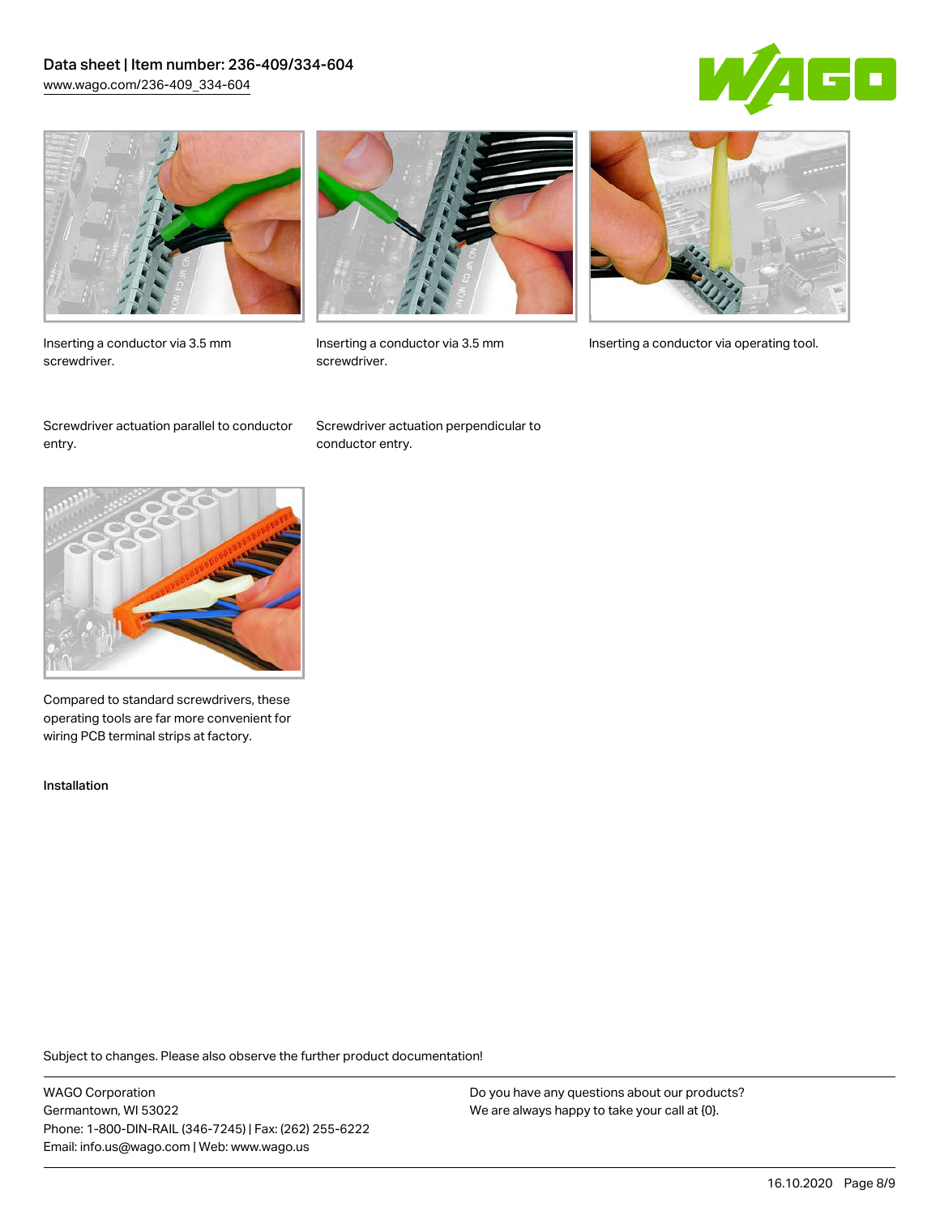Inserting a conductor via 3.5 mm screwdriver.

Screwdriver actuation parallel to conductor entry.

Inserting a conductor via 3.5 mm screwdriver.

Screwdriver actuation perpendicular to conductor entry.

Inserting a conductor via operating tool.

Compared to standard screwdrivers, these operating tools are far more convenient for wiring PCB terminal strips at factory.

Installation

Subject to changes. Please also observe the further product documentation!

WAGO Corporation
Germantown, WI 53022
Phone: 1-800-DIN-RAIL (346-7245) | Fax: (262) 255-6222
Email: info.us@wago.com | Web: www.wago.us

Do you have any questions about our products?
We are always happy to take your call at {0}.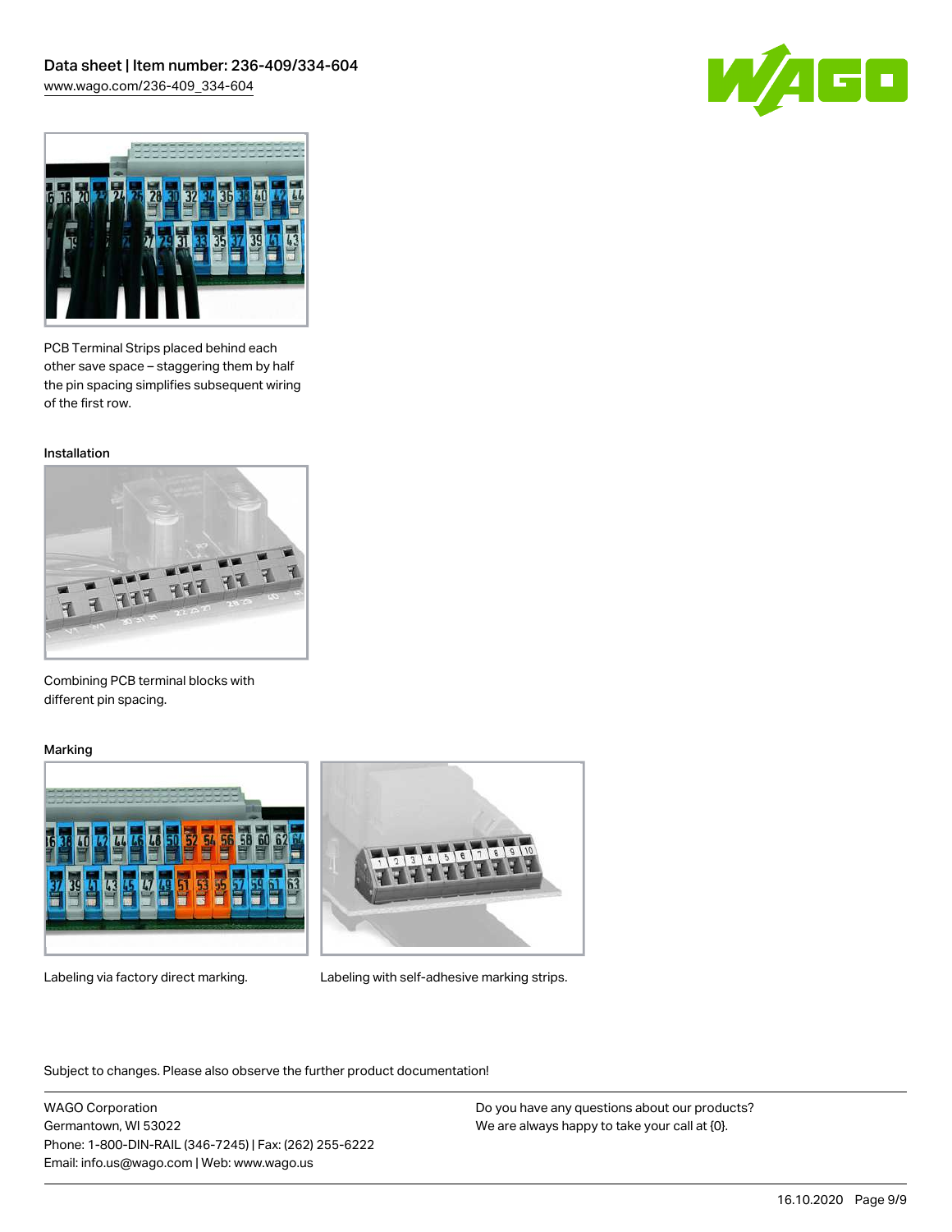PCB Terminal Strips placed behind each other save space – staggering them by half the pin spacing simplifies subsequent wiring of the first row.

### Installation

Combining PCB terminal blocks with different pin spacing.

### Marking

Labeling via factory direct marking.

Labeling with self-adhesive marking strips.

Subject to changes. Please also observe the further product documentation!

WAGO Corporation
Germantown, WI 53022
Phone: 1-800-DIN-RAIL (346-7245) | Fax: (262) 255-6222
Email: info.us@wago.com | Web: www.wago.us

Do you have any questions about our products?
We are always happy to take your call at {0}.